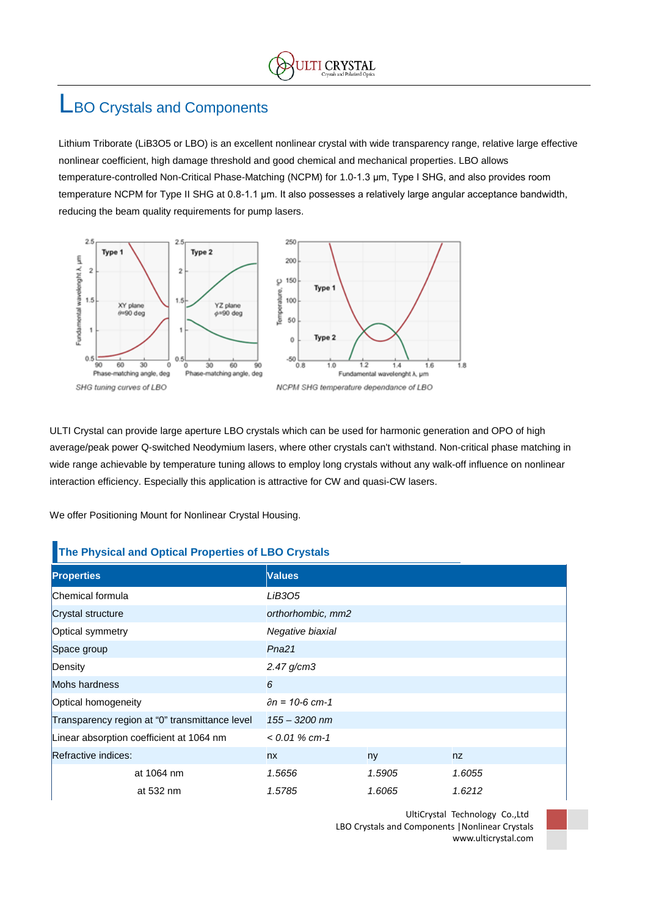# LBO Crystals and Components

Lithium Triborate ($LiB_3O_5$ or LBO) is an excellent nonlinear crystal with wide transparency range, relative large effective nonlinear coefficient, high damage threshold and good chemical and mechanical properties. LBO allows temperature-controlled Non-Critical Phase-Matching (NCPM) for 1.0-1.3 μm, Type I SHG, and also provides room temperature NCPM for Type II SHG at 0.8-1.1 μm. It also possesses a relatively large angular acceptance bandwidth, reducing the beam quality requirements for pump lasers.

*SHG tuning curves of LBO*

*NCPM SHG temperature dependance of LBO*

ULTI Crystal can provide large aperture LBO crystals which can be used for harmonic generation and OPO of high average/peak power Q-switched Neodymium lasers, where other crystals can't withstand. Non-critical phase matching in wide range achievable by temperature tuning allows to employ long crystals without any walk-off influence on nonlinear interaction efficiency. Especially this application is attractive for CW and quasi-CW lasers.

We offer Positioning Mount for Nonlinear Crystal Housing.

## The Physical and Optical Properties of LBO Crystals

| Properties | Values | | |
|---|---|---|---|
| Chemical formula | *$LiB_3O_5$* | | |
| Crystal structure | *orthorhombic, mm2* | | |
| Optical symmetry | *Negative biaxial* | | |
| Space group | *Pna21* | | |
| Density | *2.47 g/cm3* | | |
| Mohs hardness | *6* | | |
| Optical homogeneity | *$\partial n = 10^{-6}$ cm-1* | | |
| Transparency region at "0" transmittance level | *155 – 3200 nm* | | |
| Linear absorption coefficient at 1064 nm | *< 0.01 % cm-1* | | |
| Refractive indices: | nx | ny | nz |
| at 1064 nm | *1.5656* | *1.5905* | *1.6055* |
| at 532 nm | *1.5785* | *1.6065* | *1.6212* |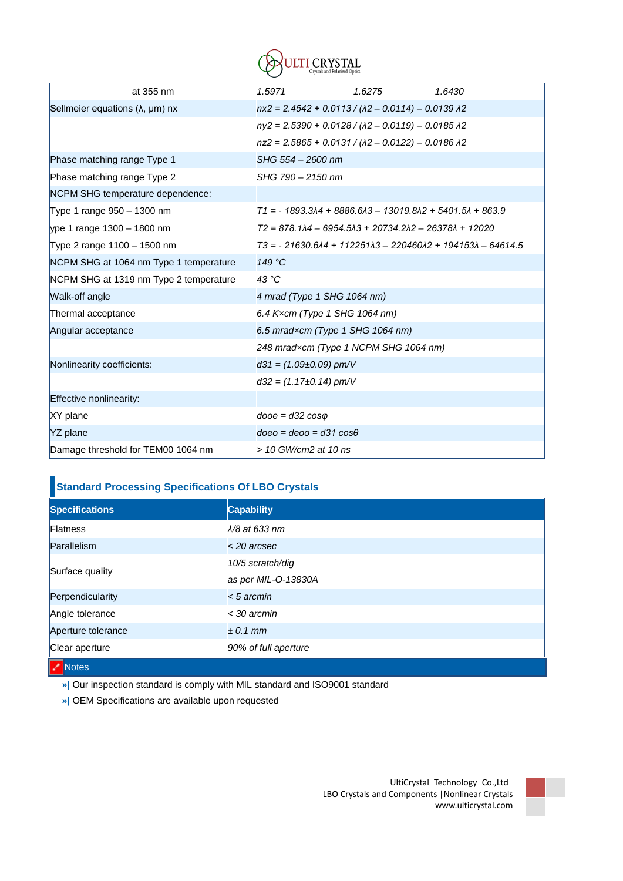| | | | |
|---|---|---|---|
| at 355 nm | 1.5971 | 1.6275 | 1.6430 |
| Sellmeier equations (λ, μm) nx | $n_x^2 = 2.4542 + 0.0113 / (\lambda^2 – 0.0114) – 0.0139 \lambda^2$ | | |
| | $n_y^2 = 2.5390 + 0.0128 / (\lambda^2 – 0.0119) – 0.0185 \lambda^2$ | | |
| | $n_z^2 = 2.5865 + 0.0131 / (\lambda^2 – 0.0122) – 0.0186 \lambda^2$ | | |
| Phase matching range Type 1 | SHG 554 – 2600 nm | | |
| Phase matching range Type 2 | SHG 790 – 2150 nm | | |
| NCPM SHG temperature dependence: | | | |
| Type 1 range 950 – 1300 nm | $T_1 = - 1893.3\lambda^4 + 8886.6\lambda^3 – 13019.8\lambda^2 + 5401.5\lambda + 863.9$ | | |
| ype 1 range 1300 – 1800 nm | $T_2 = 878.1\lambda^4 – 6954.5\lambda^3 + 20734.2\lambda^2 – 26378\lambda + 12020$ | | |
| Type 2 range 1100 – 1500 nm | $T_3 = - 21630.6\lambda^4 + 112251\lambda^3 – 220460\lambda^2 + 194153\lambda – 64614.5$ | | |
| NCPM SHG at 1064 nm Type 1 temperature | 149 °C | | |
| NCPM SHG at 1319 nm Type 2 temperature | 43 °C | | |
| Walk-off angle | 4 mrad (Type 1 SHG 1064 nm) | | |
| Thermal acceptance | 6.4 K×cm (Type 1 SHG 1064 nm) | | |
| Angular acceptance | 6.5 mrad×cm (Type 1 SHG 1064 nm) | | |
| | 248 mrad×cm (Type 1 NCPM SHG 1064 nm) | | |
| Nonlinearity coefficients: | $d_{31} = (1.09±0.09)$ pm/V | | |
| | $d_{32} = (1.17±0.14)$ pm/V | | |
| Effective nonlinearity: | | | |
| XY plane | $d_{ooe} = d_{32} \cos\varphi$ | | |
| YZ plane | $d_{oeo} = d_{eoo} = d_{31} \cos\theta$ | | |
| Damage threshold for TEM00 1064 nm | > 10 GW/cm2 at 10 ns | | |

## Standard Processing Specifications Of LBO Crystals

| Specifications | Capability |
|---|---|
| Flatness | λ/8 at 633 nm |
| Parallelism | < 20 arcsec |
| Surface quality | 10/5 scratch/dig as per MIL-O-13830A |
| Perpendicularity | < 5 arcmin |
| Angle tolerance | < 30 arcmin |
| Aperture tolerance | ± 0.1 mm |
| Clear aperture | 90% of full aperture |

**Notes**

- Our inspection standard is comply with MIL standard and ISO9001 standard
- OEM Specifications are available upon requested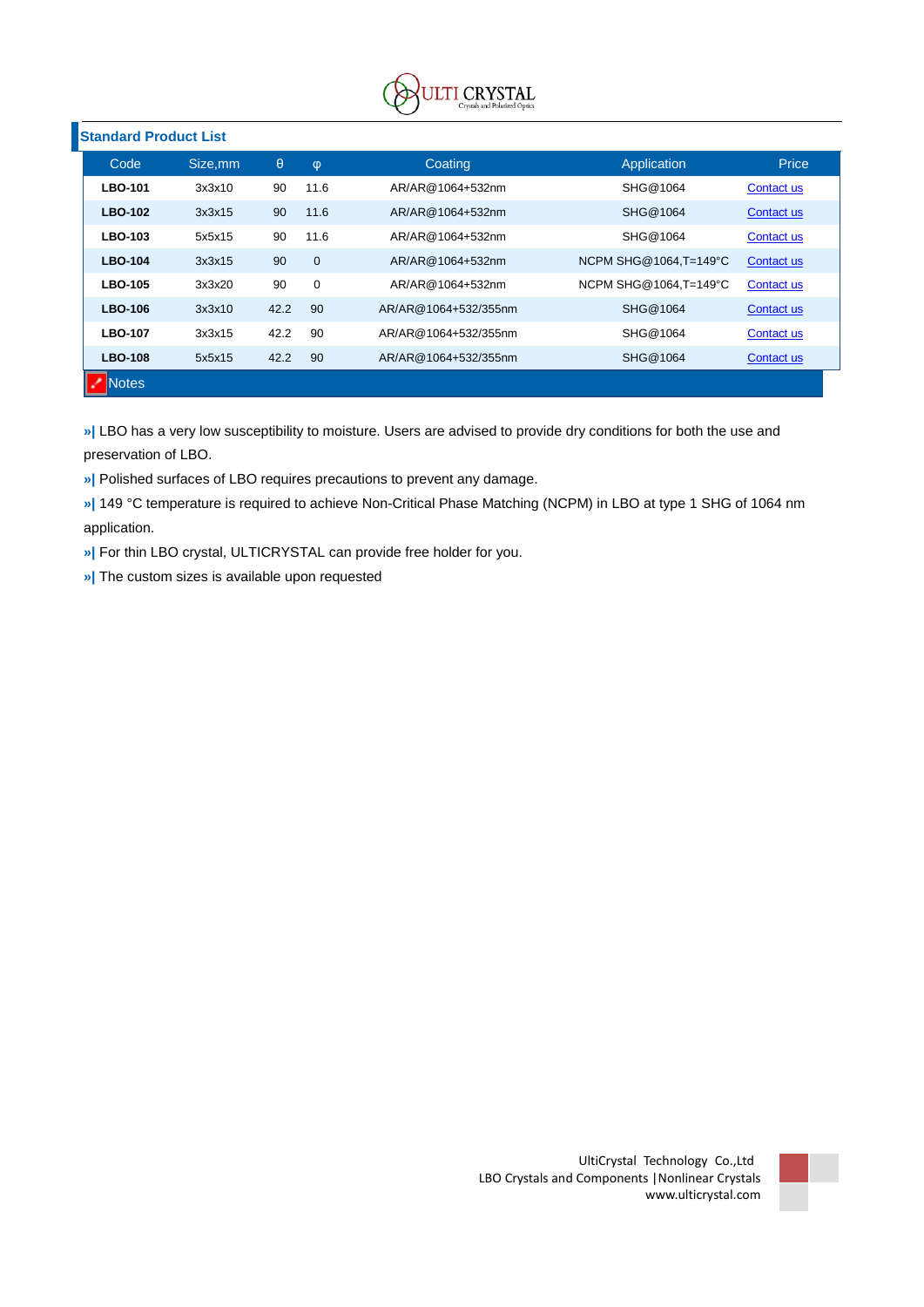## Standard Product List

| Code | Size,mm | θ | φ | Coating | Application | Price |
|---|---|---|---|---|---|---|
| **LBO-101** | 3x3x10 | 90 | 11.6 | AR/AR@1064+532nm | SHG@1064 | Contact us |
| **LBO-102** | 3x3x15 | 90 | 11.6 | AR/AR@1064+532nm | SHG@1064 | Contact us |
| **LBO-103** | 5x5x15 | 90 | 11.6 | AR/AR@1064+532nm | SHG@1064 | Contact us |
| **LBO-104** | 3x3x15 | 90 | 0 | AR/AR@1064+532nm | NCPM SHG@1064,T=149°C | Contact us |
| **LBO-105** | 3x3x20 | 90 | 0 | AR/AR@1064+532nm | NCPM SHG@1064,T=149°C | Contact us |
| **LBO-106** | 3x3x10 | 42.2 | 90 | AR/AR@1064+532/355nm | SHG@1064 | Contact us |
| **LBO-107** | 3x3x15 | 42.2 | 90 | AR/AR@1064+532/355nm | SHG@1064 | Contact us |
| **LBO-108** | 5x5x15 | 42.2 | 90 | AR/AR@1064+532/355nm | SHG@1064 | Contact us |

### Notes

»| LBO has a very low susceptibility to moisture. Users are advised to provide dry conditions for both the use and preservation of LBO.

»| Polished surfaces of LBO requires precautions to prevent any damage.

»| 149 °C temperature is required to achieve Non-Critical Phase Matching (NCPM) in LBO at type 1 SHG of 1064 nm application.

»| For thin LBO crystal, ULTICRYSTAL can provide free holder for you.

»| The custom sizes is available upon requested